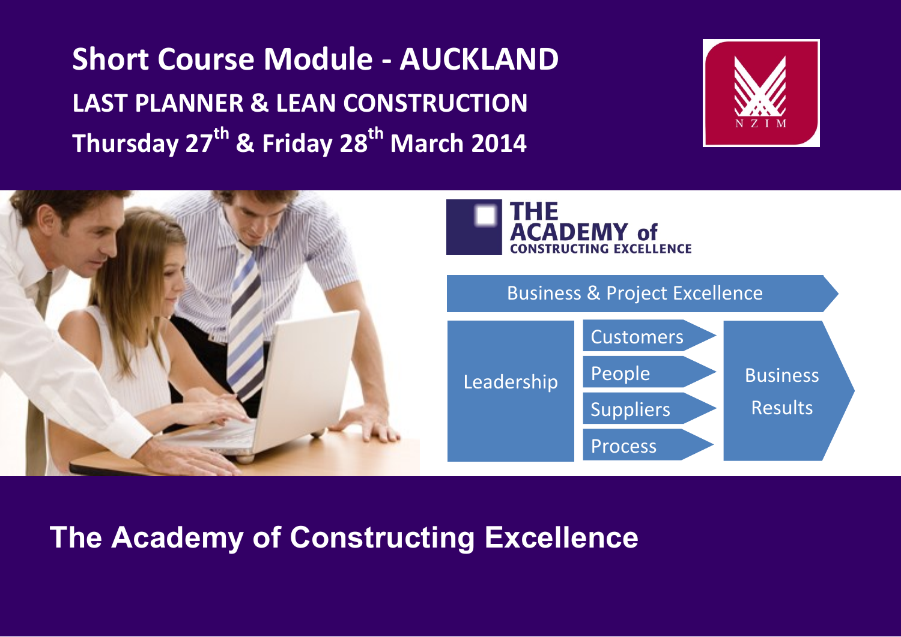# Short Course Module - AUCKLAND

## LAST PLANNER & LEAN CONSTRUCTION

## Thursday 27th & Friday 28th March 2014

NZIM

THE ACADEMY of CONSTRUCTING EXCELLENCE

Business & Project Excellence

Leadership

Customers

People

Suppliers

Process

Business Results

## The Academy of Constructing Excellence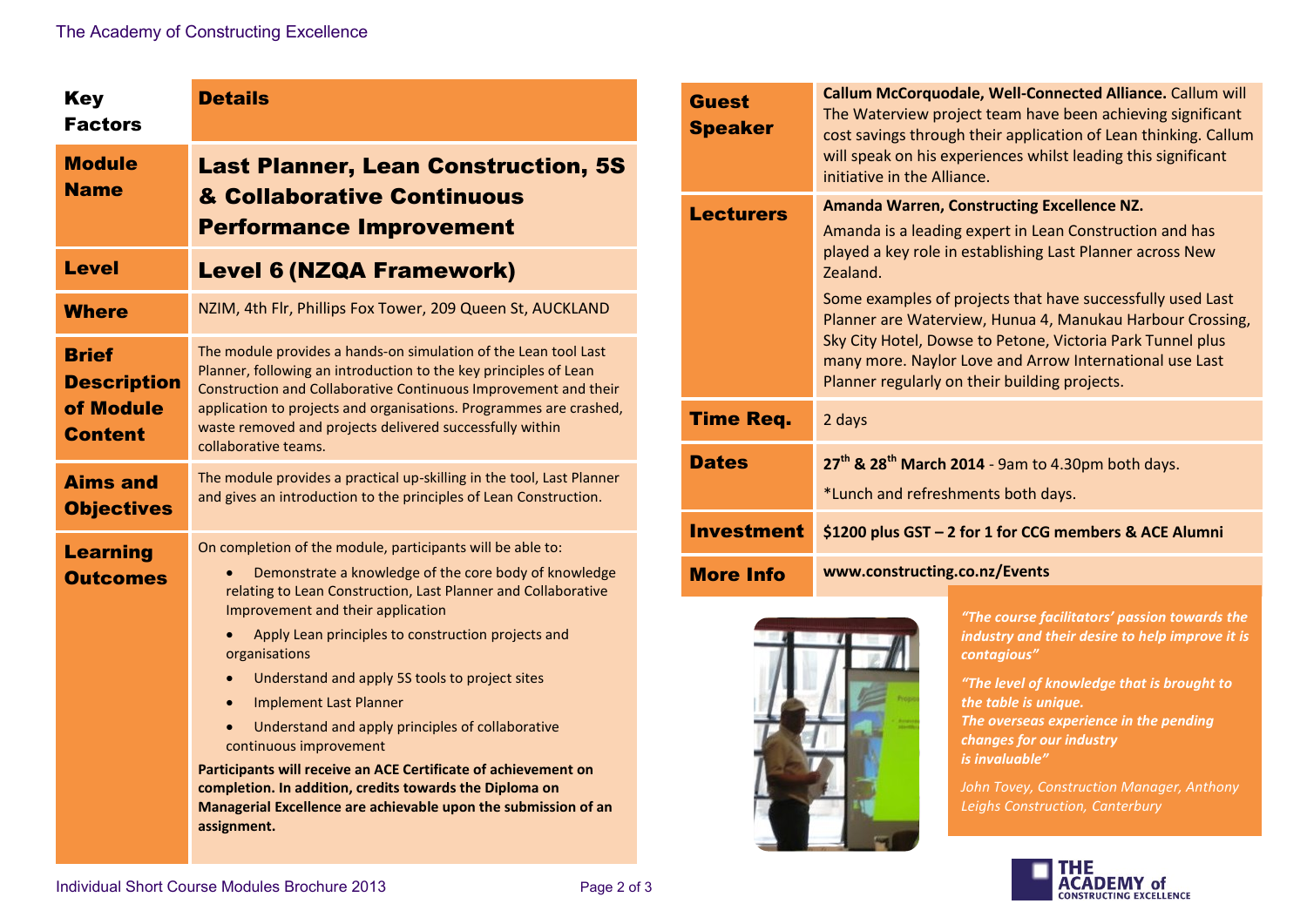| Key Factors | Details |
| --- | --- |
| **Module Name** | **Last Planner, Lean Construction, 5S & Collaborative Continuous Performance Improvement** |
| **Level** | **Level 6 (NZQA Framework)** |
| **Where** | NZIM, 4th Flr, Phillips Fox Tower, 209 Queen St, AUCKLAND |
| **Brief Description of Module Content** | The module provides a hands-on simulation of the Lean tool Last Planner, following an introduction to the key principles of Lean Construction and Collaborative Continuous Improvement and their application to projects and organisations. Programmes are crashed, waste removed and projects delivered successfully within collaborative teams. |
| **Aims and Objectives** | The module provides a practical up-skilling in the tool, Last Planner and gives an introduction to the principles of Lean Construction. |
| **Learning Outcomes** | On completion of the module, participants will be able to:<br>• Demonstrate a knowledge of the core body of knowledge relating to Lean Construction, Last Planner and Collaborative Improvement and their application<br>• Apply Lean principles to construction projects and organisations<br>• Understand and apply 5S tools to project sites<br>• Implement Last Planner<br>• Understand and apply principles of collaborative continuous improvement<br>**Participants will receive an ACE Certificate of achievement on completion. In addition, credits towards the Diploma on Managerial Excellence are achievable upon the submission of an assignment.** |
| **Guest Speaker** | **Callum McCorquodale, Well-Connected Alliance.** Callum will The Waterview project team have been achieving significant cost savings through their application of Lean thinking. Callum will speak on his experiences whilst leading this significant initiative in the Alliance. |
| **Lecturers** | **Amanda Warren, Constructing Excellence NZ.**<br>Amanda is a leading expert in Lean Construction and has played a key role in establishing Last Planner across New Zealand.<br>Some examples of projects that have successfully used Last Planner are Waterview, Hunua 4, Manukau Harbour Crossing, Sky City Hotel, Dowse to Petone, Victoria Park Tunnel plus many more. Naylor Love and Arrow International use Last Planner regularly on their building projects. |
| **Time Req.** | 2 days |
| **Dates** | **27th & 28th March 2014** - 9am to 4.30pm both days.<br>*Lunch and refreshments both days. |
| **Investment** | **$1200 plus GST – 2 for 1 for CCG members & ACE Alumni** |
| **More Info** | **www.constructing.co.nz/Events** |

*"The course facilitators' passion towards the industry and their desire to help improve it is contagious"*

*"The level of knowledge that is brought to the table is unique.*
*The overseas experience in the pending changes for our industry is invaluable"*

*John Tovey, Construction Manager, Anthony Leighs Construction, Canterbury*

THE ACADEMY of CONSTRUCTING EXCELLENCE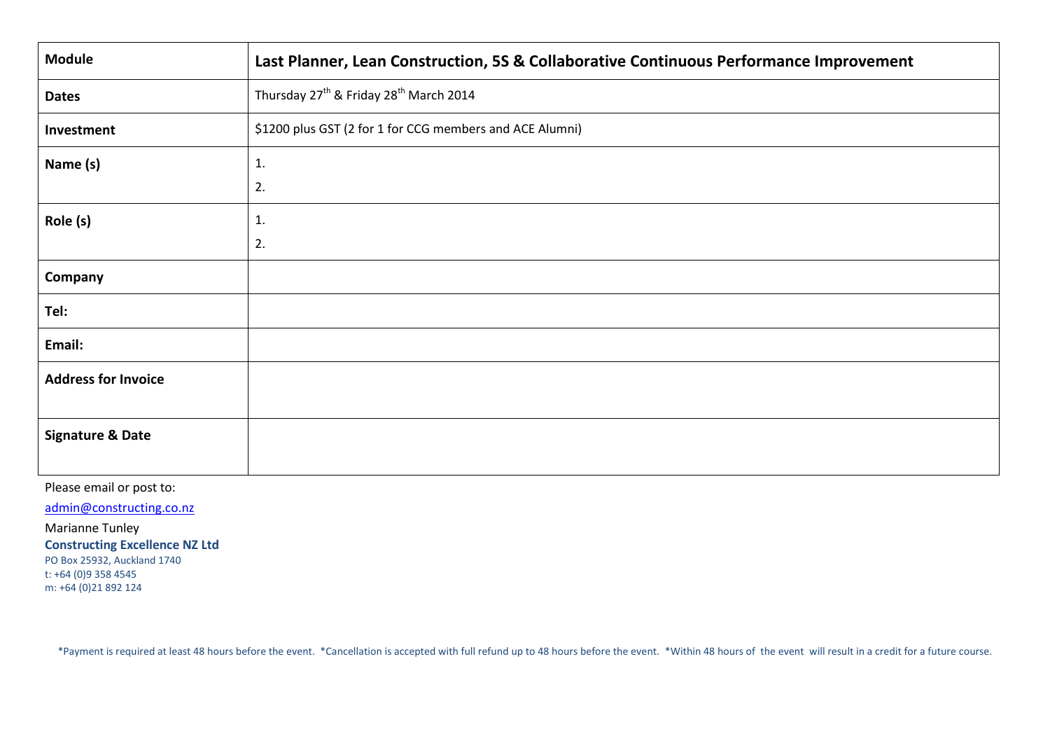| | |
|---|---|
| **Module** | **Last Planner, Lean Construction, 5S & Collaborative Continuous Performance Improvement** |
| **Dates** | Thursday 27th & Friday 28th March 2014 |
| **Investment** | $1200 plus GST (2 for 1 for CCG members and ACE Alumni) |
| **Name (s)** | 1.<br>2. |
| **Role (s)** | 1.<br>2. |
| **Company** | |
| **Tel:** | |
| **Email:** | |
| **Address for Invoice** | |
| **Signature & Date** | |

Please email or post to:

admin@constructing.co.nz

Marianne Tunley
**Constructing Excellence NZ Ltd**
PO Box 25932, Auckland 1740
t: +64 (0)9 358 4545
m: +64 (0)21 892 124

*Payment is required at least 48 hours before the event. *Cancellation is accepted with full refund up to 48 hours before the event. *Within 48 hours of the event will result in a credit for a future course.